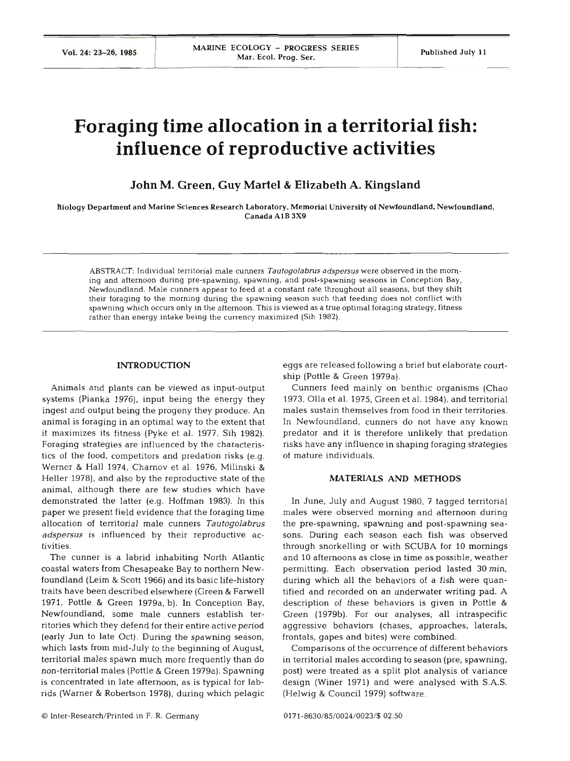# Foraging time allocation in a territorial fish: influence of reproductive activities

**John M. Green, Guy Martel & Elizabeth A. Kingsland**

Biology Department and Marine Sciences Research Laboratory, Memorial University of Newfoundland, Newfoundland, Canada A1B 3X9

ABSTRACT: Individual territorial male cunners *Tautogolabrus adspersus* were observed in the morning and afternoon during pre-spawning, spawning, and post-spawning seasons in Conception Bay, Newfoundland. Male cunners appear to feed at a constant rate throughout all seasons, but they shift their foraging to the morning during the spawning season such that feeding does not conflict with spawning which occurs only in the afternoon. This is viewed as a true optimal foraging strategy, fitness rather than energy intake being the currency maximized (Sih 1982).

## INTRODUCTION

Animals and plants can be viewed as input-output systems (Pianka 1976), input being the energy they ingest and output being the progeny they produce. An animal is foraging in an optimal way to the extent that it maximizes its fitness (Pyke et al. 1977, Sih 1982). Foraging strategies are influenced by the characteristics of the food, competitors and predation risks (e.g. Werner & Hall 1974, Charnov et al. 1976, Milinski & Heller 1978), and also by the reproductive state of the animal, although there are few studies which have demonstrated the latter (e.g. Hoffman 1983). In this paper we present field evidence that the foraging time allocation of territorial male cunners *Tautogolabrus adspersus* is influenced by their reproductive activities.

The cunner is a labrid inhabiting North Atlantic coastal waters from Chesapeake Bay to northern Newfoundland (Leim & Scott 1966) and its basic life-history traits have been described elsewhere (Green & Farwell 1971, Pottle & Green 1979a, b). In Conception Bay, Newfoundland, some male cunners establish territories which they defend for their entire active period (early Jun to late Oct). During the spawning season, which lasts from mid-July to the beginning of August, territorial males spawn much more frequently than do non-territorial males (Pottle & Green 1979a). Spawning is concentrated in late afternoon, as is typical for labrids (Warner & Robertson 1978), during which pelagic eggs are released following a brief but elaborate courtship (Pottle & Green 1979a).

Cunners feed mainly on benthic organisms (Chao 1973, Olla et al. 1975, Green et al. 1984), and territorial males sustain themselves from food in their territories. In Newfoundland, cunners do not have any known predator and it is therefore unlikely that predation risks have any influence in shaping foraging strategies of mature individuals.

## MATERIALS AND METHODS

In June, July and August 1980, 7 tagged territorial males were observed morning and afternoon during the pre-spawning, spawning and post-spawning seasons. During each season each fish was observed through snorkelling or with SCUBA for 10 mornings and 10 afternoons as close in time as possible, weather permitting. Each observation period lasted 30 min, during which all the behaviors of a fish were quantified and recorded on an underwater writing pad. A description of these behaviors is given in Pottle & Green (1979b). For our analyses, all intraspecific aggressive behaviors (chases, approaches, laterals, frontals, gapes and bites) were combined.

Comparisons of the occurrence of different behaviors in territorial males according to season (pre, spawning, post) were treated as a split plot analysis of variance design (Winer 1971) and were analysed with S.A.S. (Helwig & Council 1979) software.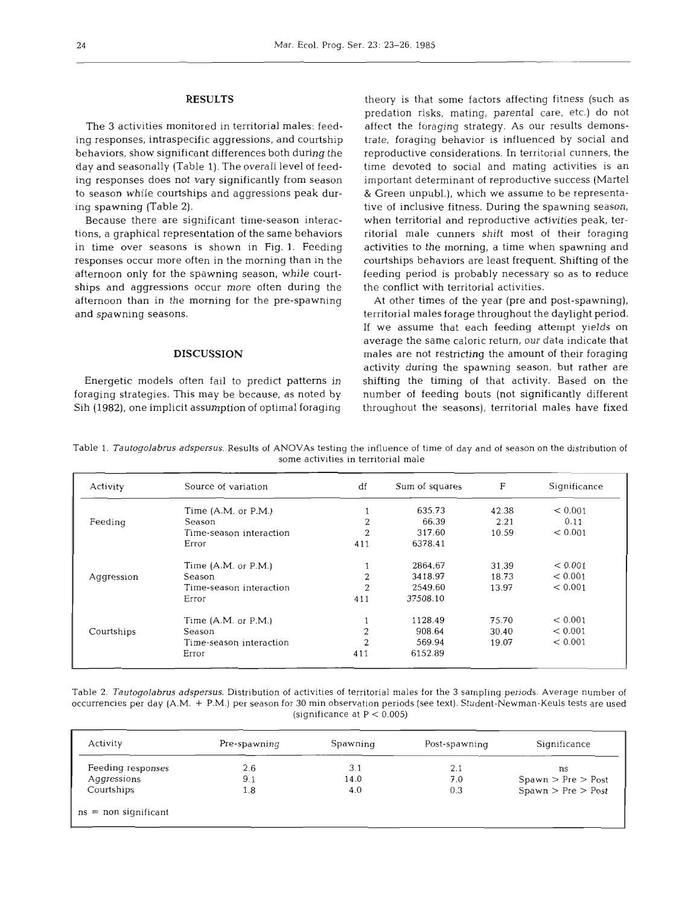## RESULTS

The 3 activities monitored in territorial males: feeding responses, intraspecific aggressions, and courtship behaviors, show significant differences both during the day and seasonally (Table 1). The overall level of feeding responses does not vary significantly from season to season while courtships and aggressions peak during spawning (Table 2).

Because there are significant time-season interactions, a graphical representation of the same behaviors in time over seasons is shown in Fig. 1. Feeding responses occur more often in the morning than in the afternoon only for the spawning season, while courtships and aggressions occur more often during the afternoon than in the morning for the pre-spawning and spawning seasons.

## DISCUSSION

Energetic models often fail to predict patterns in foraging strategies. This may be because, as noted by Sih (1982), one implicit assumption of optimal foraging theory is that some factors affecting fitness (such as predation risks, mating, parental care, etc.) do not affect the foraging strategy. As our results demonstrate, foraging behavior is influenced by social and reproductive considerations. In territorial cunners, the time devoted to social and mating activities is an important determinant of reproductive success (Martel & Green unpubl.), which we assume to be representative of inclusive fitness. During the spawning season, when territorial and reproductive activities peak, territorial male cunners shift most of their foraging activities to the morning, a time when spawning and courtships behaviors are least frequent. Shifting of the feeding period is probably necessary so as to reduce the conflict with territorial activities.

At other times of the year (pre and post-spawning), territorial males forage throughout the daylight period. If we assume that each feeding attempt yields on average the same caloric return, our data indicate that males are not restricting the amount of their foraging activity during the spawning season, but rather are shifting the timing of that activity. Based on the number of feeding bouts (not significantly different throughout the seasons), territorial males have fixed

Table 1. *Tautogolabrus adspersus.* Results of ANOVAs testing the influence of time of day and of season on the distribution of some activities in territorial male

| Activity | Source of variation | df | Sum of squares | F | Significance |
|---|---|---|---|---|---|
| | Time (A.M. or P.M.) | 1 | 635.73 | 42.38 | < 0.001 |
| Feeding | Season | 2 | 66.39 | 2.21 | 0.11 |
| | Time-season interaction | 2 | 317.60 | 10.59 | < 0.001 |
| | Error | 411 | 6378.41 | | |
| | Time (A.M. or P.M.) | 1 | 2864.67 | 31.39 | < 0.001 |
| Aggression | Season | 2 | 3418.97 | 18.73 | < 0.001 |
| | Time-season interaction | 2 | 2549.60 | 13.97 | < 0.001 |
| | Error | 411 | 37508.10 | | |
| | Time (A.M. or P.M.) | 1 | 1128.49 | 75.70 | < 0.001 |
| Courtships | Season | 2 | 908.64 | 30.40 | < 0.001 |
| | Time-season interaction | 2 | 569.94 | 19.07 | < 0.001 |
| | Error | 411 | 6152.89 | | |

Table 2. *Tautogolabrus adspersus.* Distribution of activities of territorial males for the 3 sampling periods. Average number of occurrencies per day (A.M. + P.M.) per season for 30 min observation periods (see text). Student-Newman-Keuls tests are used (significance at P < 0.005)

| Activity | Pre-spawning | Spawning | Post-spawning | Significance |
|---|---|---|---|---|
| Feeding responses | 2.6 | 3.1 | 2.1 | ns |
| Aggressions | 9.1 | 14.0 | 7.0 | Spawn > Pre > Post |
| Courtships | 1.8 | 4.0 | 0.3 | Spawn > Pre > Post |

ns = non significant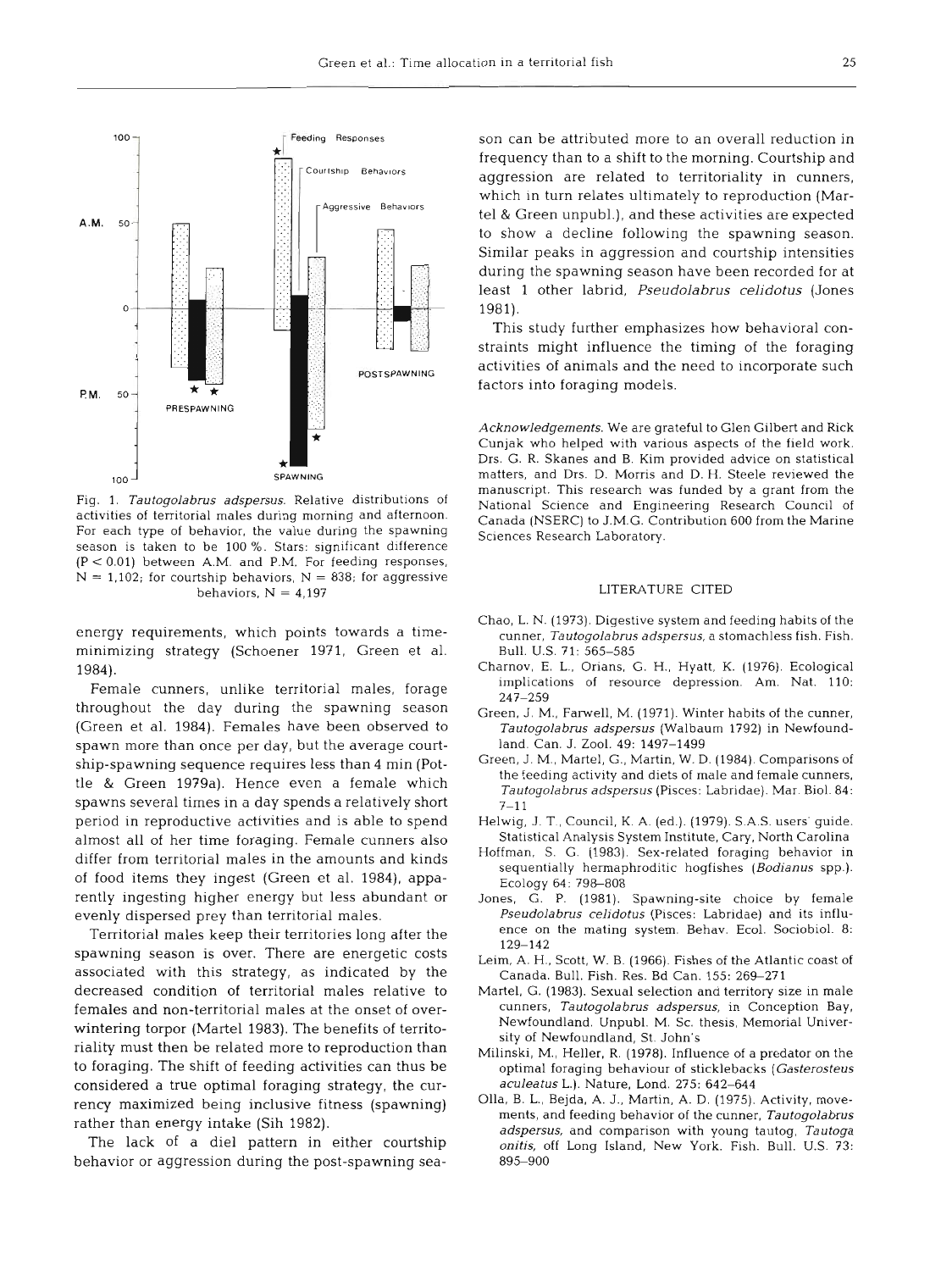Fig. 1. *Tautogolabrus adspersus*. Relative distributions of activities of territorial males during morning and afternoon. For each type of behavior, the value during the spawning season is taken to be 100 %. Stars: significant difference ($P < 0.01$) between A.M. and P.M. For feeding responses, $N = 1{,}102$; for courtship behaviors, $N = 838$; for aggressive behaviors, $N = 4{,}197$

energy requirements, which points towards a time-minimizing strategy (Schoener 1971, Green et al. 1984).

Female cunners, unlike territorial males, forage throughout the day during the spawning season (Green et al. 1984). Females have been observed to spawn more than once per day, but the average courtship-spawning sequence requires less than 4 min (Pottle & Green 1979a). Hence even a female which spawns several times in a day spends a relatively short period in reproductive activities and is able to spend almost all of her time foraging. Female cunners also differ from territorial males in the amounts and kinds of food items they ingest (Green et al. 1984), apparently ingesting higher energy but less abundant or evenly dispersed prey than territorial males.

Territorial males keep their territories long after the spawning season is over. There are energetic costs associated with this strategy, as indicated by the decreased condition of territorial males relative to females and non-territorial males at the onset of overwintering torpor (Martel 1983). The benefits of territoriality must then be related more to reproduction than to foraging. The shift of feeding activities can thus be considered a true optimal foraging strategy, the currency maximized being inclusive fitness (spawning) rather than energy intake (Sih 1982).

The lack of a diel pattern in either courtship behavior or aggression during the post-spawning season can be attributed more to an overall reduction in frequency than to a shift to the morning. Courtship and aggression are related to territoriality in cunners, which in turn relates ultimately to reproduction (Martel & Green unpubl.), and these activities are expected to show a decline following the spawning season. Similar peaks in aggression and courtship intensities during the spawning season have been recorded for at least 1 other labrid, *Pseudolabrus celidotus* (Jones 1981).

This study further emphasizes how behavioral constraints might influence the timing of the foraging activities of animals and the need to incorporate such factors into foraging models.

*Acknowledgements.* We are grateful to Glen Gilbert and Rick Cunjak who helped with various aspects of the field work. Drs. G. R. Skanes and B. Kim provided advice on statistical matters, and Drs. D. Morris and D. H. Steele reviewed the manuscript. This research was funded by a grant from the National Science and Engineering Research Council of Canada (NSERC) to J.M.G. Contribution 600 from the Marine Sciences Research Laboratory.

## LITERATURE CITED

Chao, L. N. (1973). Digestive system and feeding habits of the cunner, *Tautogolabrus adspersus*, a stomachless fish. Fish. Bull. U.S. 71: 565–585

Charnov, E. L., Orians, G. H., Hyatt, K. (1976). Ecological implications of resource depression. Am. Nat. 110: 247–259

Green, J. M., Farwell, M. (1971). Winter habits of the cunner, *Tautogolabrus adspersus* (Walbaum 1792) in Newfoundland. Can. J. Zool. 49: 1497–1499

Green, J. M., Martel, G., Martin, W. D. (1984). Comparisons of the feeding activity and diets of male and female cunners, *Tautogolabrus adspersus* (Pisces: Labridae). Mar. Biol. 84: 7–11

Helwig, J. T., Council, K. A. (ed.) (1979). S.A.S. users' guide. Statistical Analysis System Institute, Cary, North Carolina

Hoffman, S. G. (1983). Sex-related foraging behavior in sequentially hermaphroditic hogfishes (*Bodianus* spp.). Ecology 64: 798–808

Jones, G. P. (1981). Spawning-site choice by female *Pseudolabrus celidotus* (Pisces: Labridae) and its influence on the mating system. Behav. Ecol. Sociobiol. 8: 129–142

Leim, A. H., Scott, W. B. (1966). Fishes of the Atlantic coast of Canada. Bull. Fish. Res. Bd Can. 155: 269–271

Martel, G. (1983). Sexual selection and territory size in male cunners, *Tautogolabrus adspersus*, in Conception Bay, Newfoundland. Unpubl. M. Sc. thesis, Memorial University of Newfoundland, St. John's

Milinski, M., Heller, R. (1978). Influence of a predator on the optimal foraging behaviour of sticklebacks (*Gasterosteus aculeatus* L.). Nature, Lond. 275: 642–644

Olla, B. L., Bejda, A. J., Martin, A. D. (1975). Activity, movements, and feeding behavior of the cunner, *Tautogolabrus adspersus*, and comparison with young tautog, *Tautoga onitis*, off Long Island, New York. Fish. Bull. U.S. 73: 895–900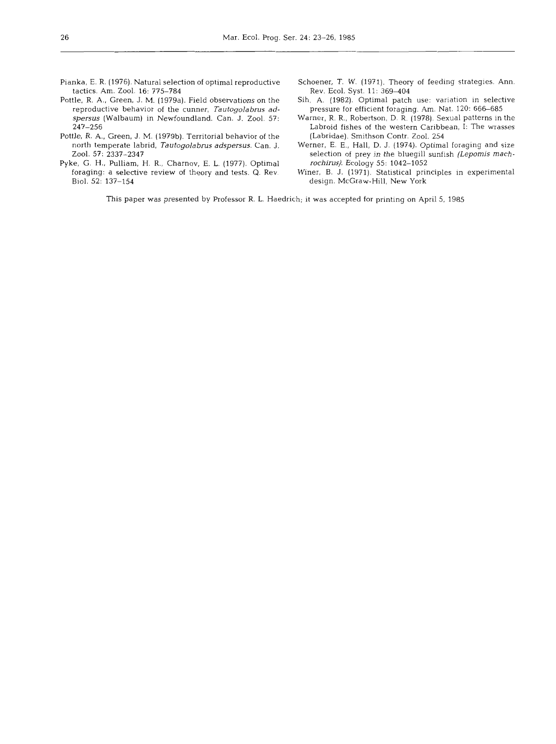Pianka, E. R. (1976). Natural selection of optimal reproductive tactics. Am. Zool. 16: 775–784

Pottle, R. A., Green, J. M. (1979a). Field observations on the reproductive behavior of the cunner, *Tautogolabrus adspersus* (Walbaum) in Newfoundland. Can. J. Zool. 57: 247–256

Pottle, R. A., Green, J. M. (1979b). Territorial behavior of the north temperate labrid, *Tautogolabrus adspersus*. Can. J. Zool. 57: 2337–2347

Pyke, G. H., Pulliam, H. R., Charnov, E. L. (1977). Optimal foraging: a selective review of theory and tests. Q. Rev. Biol. 52: 137–154

Schoener, T. W. (1971). Theory of feeding strategies. Ann. Rev. Ecol. Syst. 11: 369–404

Sih, A. (1982). Optimal patch use: variation in selective pressure for efficient foraging. Am. Nat. 120: 666–685

Warner, R. R., Robertson, D. R. (1978). Sexual patterns in the Labroid fishes of the western Caribbean, I: The wrasses (Labridae). Smithson Contr. Zool. 254

Werner, E. E., Hall, D. J. (1974). Optimal foraging and size selection of prey in the bluegill sunfish (*Lepomis machrochirus*). Ecology 55: 1042–1052

Winer, B. J. (1971). Statistical principles in experimental design. McGraw-Hill, New York

This paper was presented by Professor R. L. Haedrich; it was accepted for printing on April 5, 1985